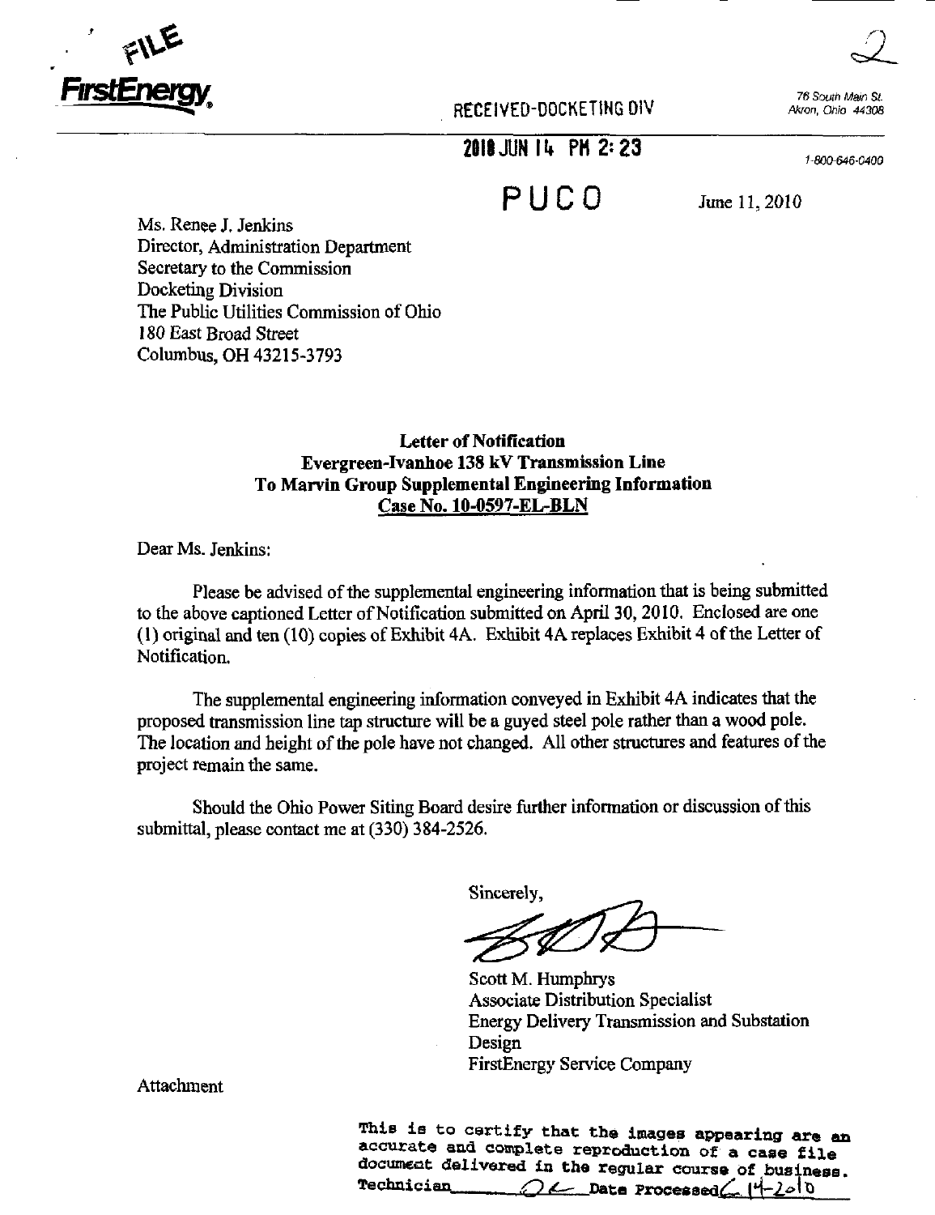FILE

FirstEnergy

RECEIVED-DOCKETING DIV

2010 JUN 14 PM 2:23

PUCO

76 South Main St.
Akron, Ohio 44308

1-800-646-0400

June 11, 2010

Ms. Renee J. Jenkins
Director, Administration Department
Secretary to the Commission
Docketing Division
The Public Utilities Commission of Ohio
180 East Broad Street
Columbus, OH 43215-3793

**Letter of Notification**
**Evergreen-Ivanhoe 138 kV Transmission Line**
**To Marvin Group Supplemental Engineering Information**
**Case No. 10-0597-EL-BLN**

Dear Ms. Jenkins:

Please be advised of the supplemental engineering information that is being submitted to the above captioned Letter of Notification submitted on April 30, 2010. Enclosed are one (1) original and ten (10) copies of Exhibit 4A. Exhibit 4A replaces Exhibit 4 of the Letter of Notification.

The supplemental engineering information conveyed in Exhibit 4A indicates that the proposed transmission line tap structure will be a guyed steel pole rather than a wood pole. The location and height of the pole have not changed. All other structures and features of the project remain the same.

Should the Ohio Power Siting Board desire further information or discussion of this submittal, please contact me at (330) 384-2526.

Sincerely,

Scott M. Humphrys
Associate Distribution Specialist
Energy Delivery Transmission and Substation Design
FirstEnergy Service Company

Attachment

This is to certify that the images appearing are an accurate and complete reproduction of a case file document delivered in the regular course of business.
Technician ____ Date Processed 6-14-2010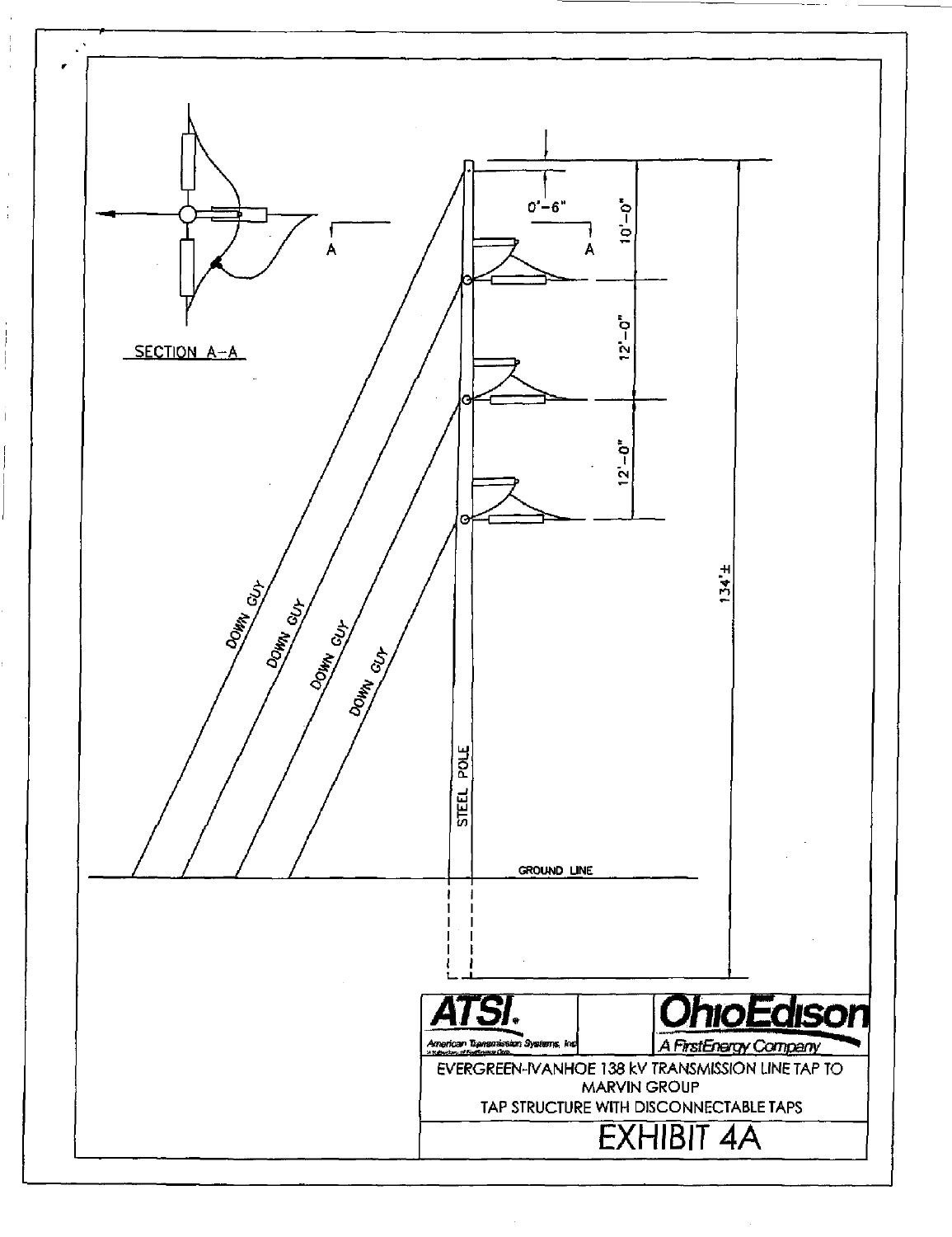SECTION A-A

A

A

0'-6"

10'-0"

12'-0"

12'-0"

134'±

DOWN GUY

DOWN GUY

DOWN GUY

DOWN GUY

STEEL POLE

GROUND LINE

**ATSI.**
American Transmission Systems, Inc

**OhioEdison**
A FirstEnergy Company

EVERGREEN-IVANHOE 138 kV TRANSMISSION LINE TAP TO MARVIN GROUP
TAP STRUCTURE WITH DISCONNECTABLE TAPS

# EXHIBIT 4A